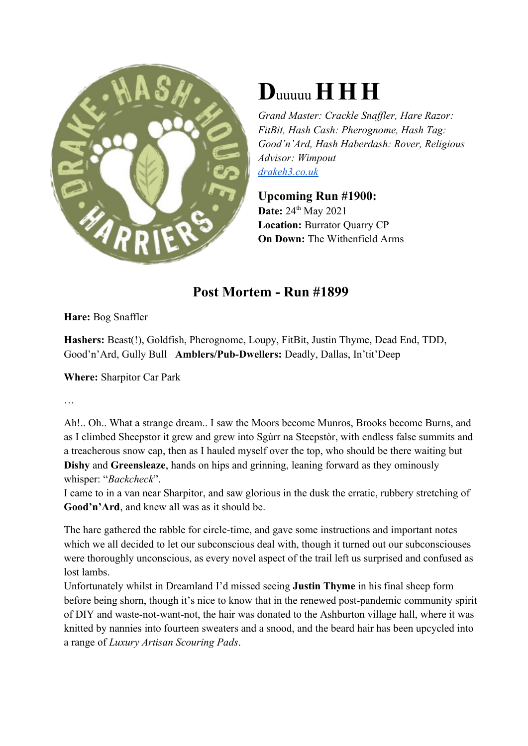# D<small>uuuuu</small> H H H

*Grand Master: Crackle Snaffler, Hare Razor: FitBit, Hash Cash: Pherognome, Hash Tag: Good'n'Ard, Hash Haberdash: Rover, Religious Advisor: Wimpout*
[drakeh3.co.uk](drakeh3.co.uk)

**Upcoming Run #1900:**
**Date:** 24th May 2021
**Location:** Burrator Quarry CP
**On Down:** The Withenfield Arms

## Post Mortem - Run #1899

**Hare:** Bog Snaffler

**Hashers:** Beast(!), Goldfish, Pherognome, Loupy, FitBit, Justin Thyme, Dead End, TDD, Good'n'Ard, Gully Bull **Amblers/Pub-Dwellers:** Deadly, Dallas, In'tit'Deep

**Where:** Sharpitor Car Park

…

Ah!.. Oh.. What a strange dream.. I saw the Moors become Munros, Brooks become Burns, and as I climbed Sheepstor it grew and grew into Sgùrr na Steepstòr, with endless false summits and a treacherous snow cap, then as I hauled myself over the top, who should be there waiting but **Dishy** and **Greensleaze**, hands on hips and grinning, leaning forward as they ominously whisper: "*Backcheck*".
I came to in a van near Sharpitor, and saw glorious in the dusk the erratic, rubbery stretching of **Good'n'Ard**, and knew all was as it should be.

The hare gathered the rabble for circle-time, and gave some instructions and important notes which we all decided to let our subconscious deal with, though it turned out our subconsciouses were thoroughly unconscious, as every novel aspect of the trail left us surprised and confused as lost lambs.
Unfortunately whilst in Dreamland I'd missed seeing **Justin Thyme** in his final sheep form before being shorn, though it's nice to know that in the renewed post-pandemic community spirit of DIY and waste-not-want-not, the hair was donated to the Ashburton village hall, where it was knitted by nannies into fourteen sweaters and a snood, and the beard hair has been upcycled into a range of *Luxury Artisan Scouring Pads*.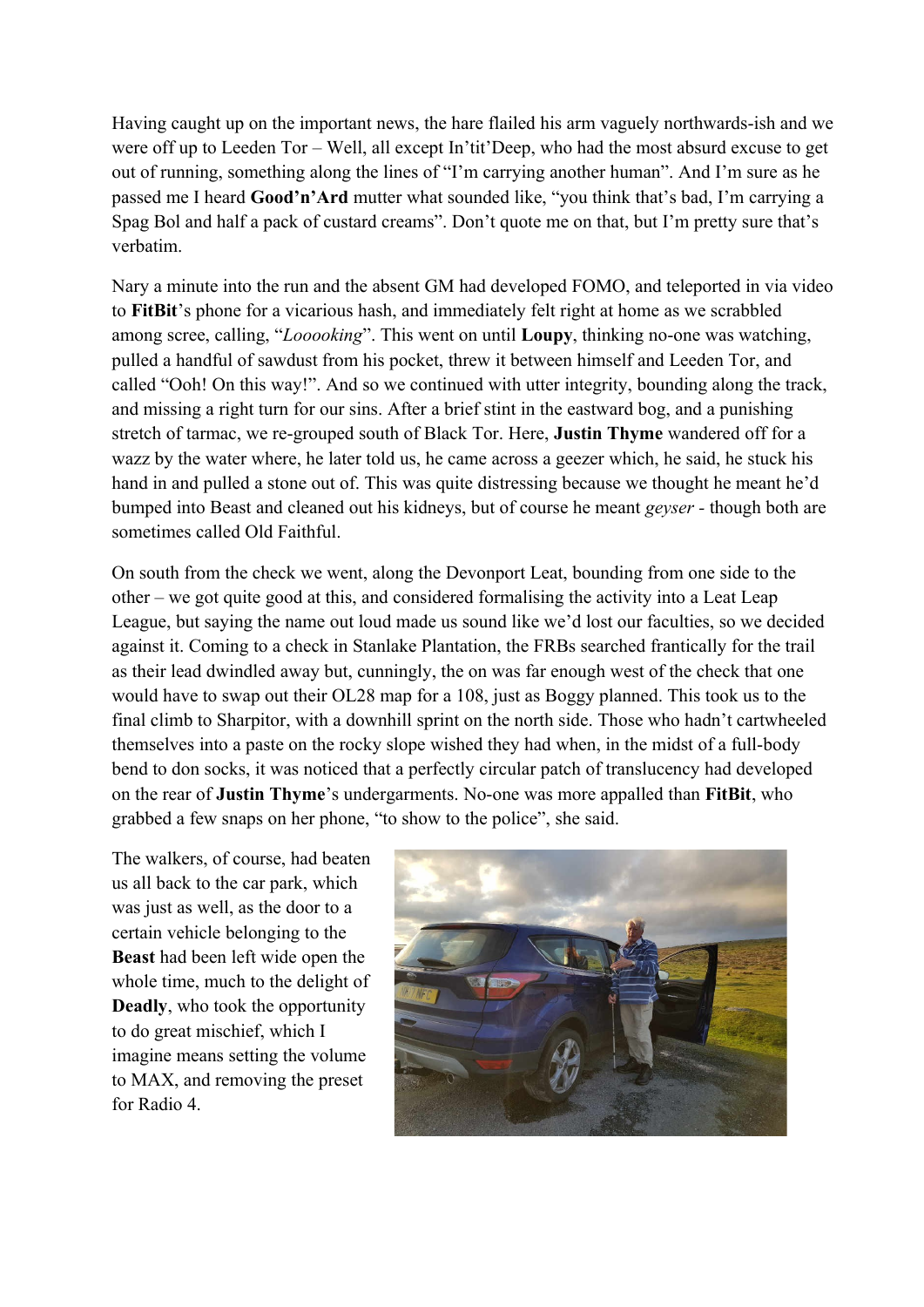Having caught up on the important news, the hare flailed his arm vaguely northwards-ish and we were off up to Leeden Tor – Well, all except In'tit'Deep, who had the most absurd excuse to get out of running, something along the lines of "I'm carrying another human". And I'm sure as he passed me I heard **Good'n'Ard** mutter what sounded like, "you think that's bad, I'm carrying a Spag Bol and half a pack of custard creams". Don't quote me on that, but I'm pretty sure that's verbatim.

Nary a minute into the run and the absent GM had developed FOMO, and teleported in via video to **FitBit**'s phone for a vicarious hash, and immediately felt right at home as we scrabbled among scree, calling, "*Looooking*". This went on until **Loupy**, thinking no-one was watching, pulled a handful of sawdust from his pocket, threw it between himself and Leeden Tor, and called "Ooh! On this way!". And so we continued with utter integrity, bounding along the track, and missing a right turn for our sins. After a brief stint in the eastward bog, and a punishing stretch of tarmac, we re-grouped south of Black Tor. Here, **Justin Thyme** wandered off for a wazz by the water where, he later told us, he came across a geezer which, he said, he stuck his hand in and pulled a stone out of. This was quite distressing because we thought he meant he'd bumped into Beast and cleaned out his kidneys, but of course he meant *geyser* - though both are sometimes called Old Faithful.

On south from the check we went, along the Devonport Leat, bounding from one side to the other – we got quite good at this, and considered formalising the activity into a Leat Leap League, but saying the name out loud made us sound like we'd lost our faculties, so we decided against it. Coming to a check in Stanlake Plantation, the FRBs searched frantically for the trail as their lead dwindled away but, cunningly, the on was far enough west of the check that one would have to swap out their OL28 map for a 108, just as Boggy planned. This took us to the final climb to Sharpitor, with a downhill sprint on the north side. Those who hadn't cartwheeled themselves into a paste on the rocky slope wished they had when, in the midst of a full-body bend to don socks, it was noticed that a perfectly circular patch of translucency had developed on the rear of **Justin Thyme**'s undergarments. No-one was more appalled than **FitBit**, who grabbed a few snaps on her phone, "to show to the police", she said.

The walkers, of course, had beaten us all back to the car park, which was just as well, as the door to a certain vehicle belonging to the **Beast** had been left wide open the whole time, much to the delight of **Deadly**, who took the opportunity to do great mischief, which I imagine means setting the volume to MAX, and removing the preset for Radio 4.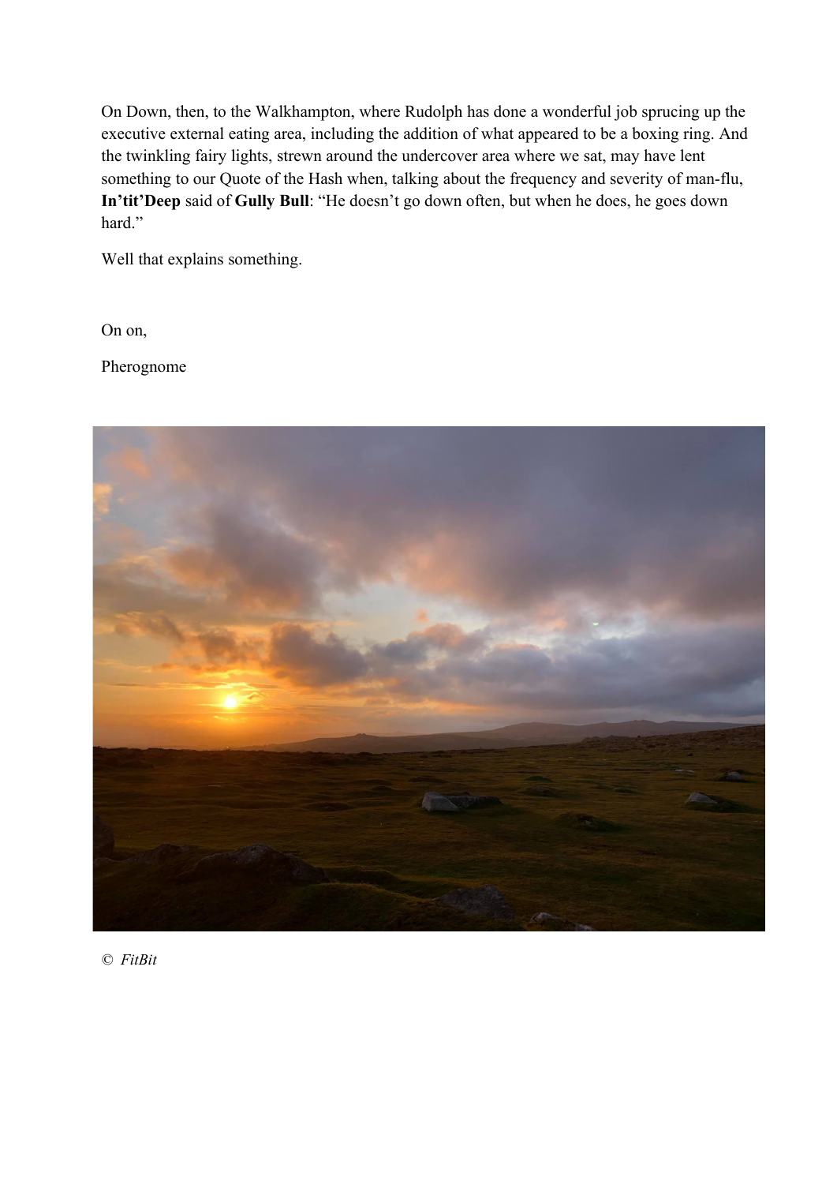On Down, then, to the Walkhampton, where Rudolph has done a wonderful job sprucing up the executive external eating area, including the addition of what appeared to be a boxing ring. And the twinkling fairy lights, strewn around the undercover area where we sat, may have lent something to our Quote of the Hash when, talking about the frequency and severity of man-flu, **In'tit'Deep** said of **Gully Bull**: "He doesn't go down often, but when he does, he goes down hard."

Well that explains something.

On on,

Pherognome

© *FitBit*